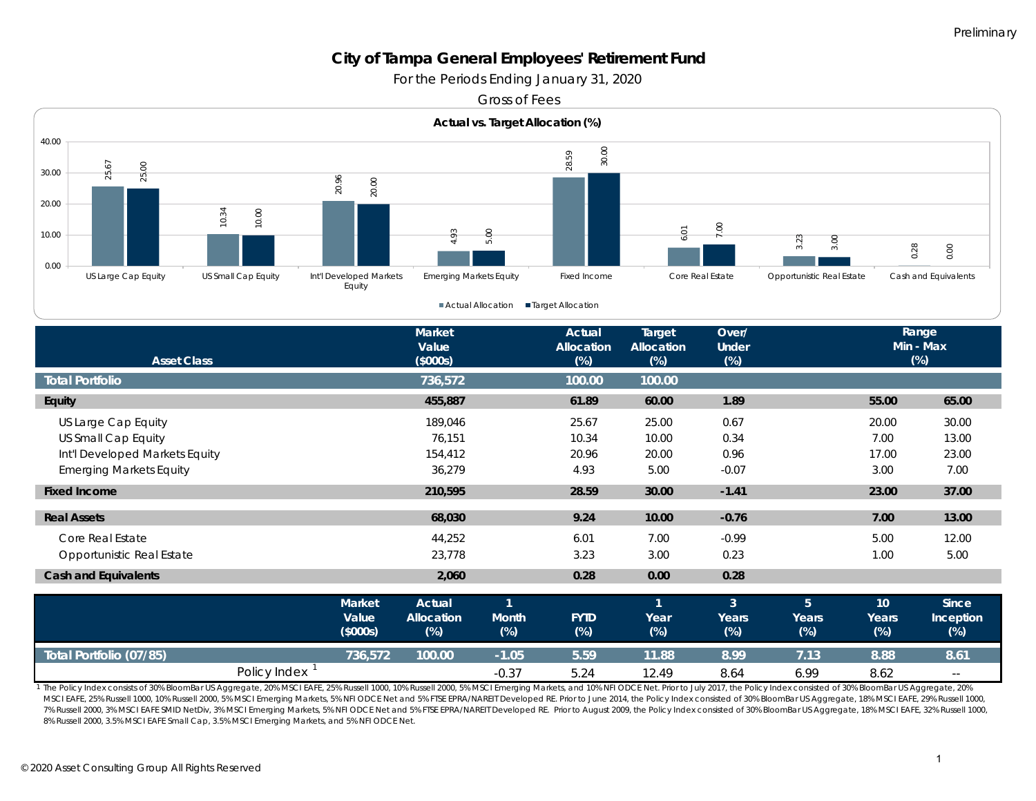Preliminary

# City of Tampa General Employees' Retirement Fund

For the Periods Ending January 31, 2020

Gross of Fees

**Actual vs. Target Allocation (%)**

| Asset Class | Actual Allocation | Target Allocation |
|---|---|---|
| US Large Cap Equity | 25.67 | 25.00 |
| US Small Cap Equity | 10.34 | 10.00 |
| Int'l Developed Markets Equity | 20.96 | 20.00 |
| Emerging Markets Equity | 4.93 | 5.00 |
| Fixed Income | 28.59 | 30.00 |
| Core Real Estate | 6.01 | 7.00 |
| Opportunistic Real Estate | 3.23 | 3.00 |
| Cash and Equivalents | 0.28 | 0.00 |

| Asset Class | Market Value ($000s) | Actual Allocation (%) | Target Allocation (%) | Over/ Under (%) | Range Min (%) | Range Max (%) |
|---|---|---|---|---|---|---|
| **Total Portfolio** | **736,572** | **100.00** | **100.00** | | | |
| **Equity** | **455,887** | **61.89** | **60.00** | **1.89** | **55.00** | **65.00** |
| US Large Cap Equity | 189,046 | 25.67 | 25.00 | 0.67 | 20.00 | 30.00 |
| US Small Cap Equity | 76,151 | 10.34 | 10.00 | 0.34 | 7.00 | 13.00 |
| Int'l Developed Markets Equity | 154,412 | 20.96 | 20.00 | 0.96 | 17.00 | 23.00 |
| Emerging Markets Equity | 36,279 | 4.93 | 5.00 | -0.07 | 3.00 | 7.00 |
| **Fixed Income** | **210,595** | **28.59** | **30.00** | **-1.41** | **23.00** | **37.00** |
| **Real Assets** | **68,030** | **9.24** | **10.00** | **-0.76** | **7.00** | **13.00** |
| Core Real Estate | 44,252 | 6.01 | 7.00 | -0.99 | 5.00 | 12.00 |
| Opportunistic Real Estate | 23,778 | 3.23 | 3.00 | 0.23 | 1.00 | 5.00 |
| **Cash and Equivalents** | **2,060** | **0.28** | **0.00** | **0.28** | | |

| | Market Value ($000s) | Actual Allocation (%) | 1 Month (%) | FYTD (%) | 1 Year (%) | 3 Years (%) | 5 Years (%) | 10 Years (%) | Since Inception (%) |
|---|---|---|---|---|---|---|---|---|---|
| **Total Portfolio (07/85)** | **736,572** | **100.00** | **-1.05** | **5.59** | **11.88** | **8.99** | **7.13** | **8.88** | **8.61** |
| Policy Index [1] | | | -0.37 | 5.24 | 12.49 | 8.64 | 6.99 | 8.62 | -- |

[1] The Policy Index consists of 30% BloomBar US Aggregate, 20% MSCI EAFE, 25% Russell 1000, 10% Russell 2000, 5% MSCI Emerging Markets, and 10% NFI ODCE Net. Prior to July 2017, the Policy Index consisted of 30% BloomBar US Aggregate, 20% MSCI EAFE, 25% Russell 1000, 10% Russell 2000, 5% MSCI Emerging Markets, 5% NFI ODCE Net and 5% FTSE EPRA/NAREIT Developed RE. Prior to June 2014, the Policy Index consisted of 30% BloomBar US Aggregate, 18% MSCI EAFE, 29% Russell 1000, 7% Russell 2000, 3% MSCI EAFE SMID NetDiv, 3% MSCI Emerging Markets, 5% NFI ODCE Net and 5% FTSE EPRA/NAREIT Developed RE. Prior to August 2009, the Policy Index consisted of 30% BloomBar US Aggregate, 18% MSCI EAFE, 32% Russell 1000, 8% Russell 2000, 3.5% MSCI EAFE Small Cap, 3.5% MSCI Emerging Markets, and 5% NFI ODCE Net.

© 2020 Asset Consulting Group All Rights Reserved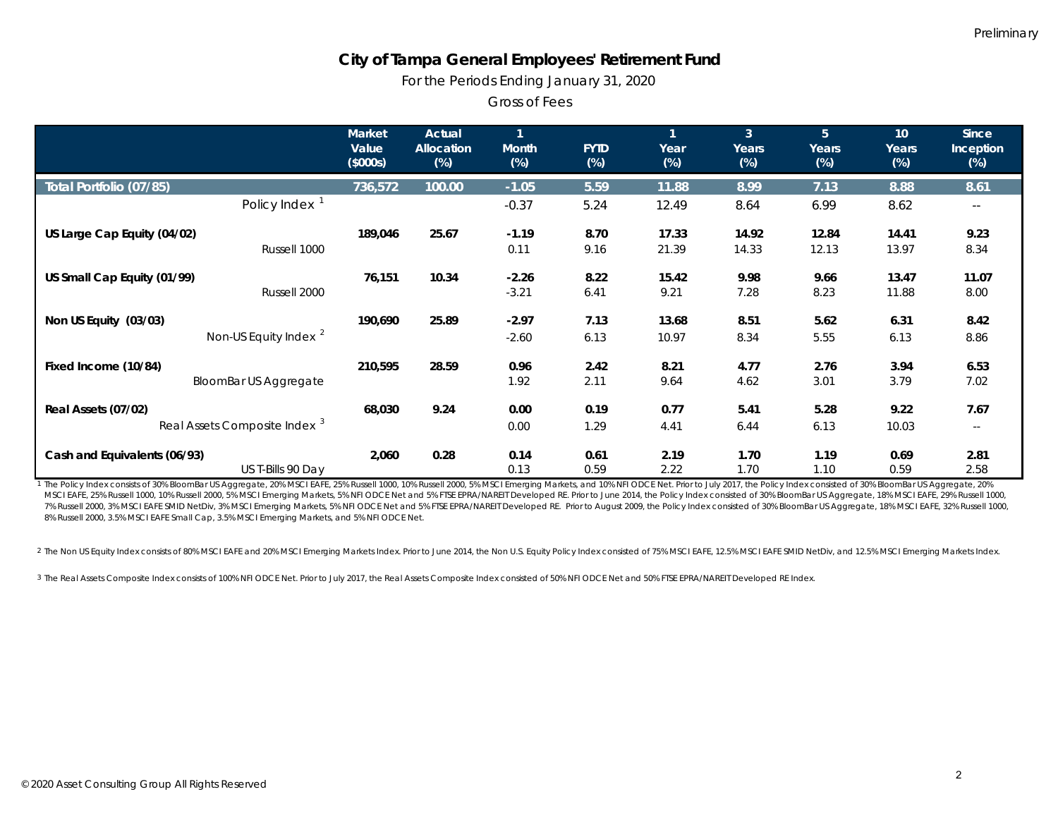Preliminary

# City of Tampa General Employees' Retirement Fund

For the Periods Ending January 31, 2020

Gross of Fees

| | Market Value ($000s) | Actual Allocation (%) | 1 Month (%) | FYTD (%) | 1 Year (%) | 3 Years (%) | 5 Years (%) | 10 Years (%) | Since Inception (%) |
|---|---|---|---|---|---|---|---|---|---|
| **Total Portfolio (07/85)** | **736,572** | **100.00** | **-1.05** | **5.59** | **11.88** | **8.99** | **7.13** | **8.88** | **8.61** |
| Policy Index [1] | | | -0.37 | 5.24 | 12.49 | 8.64 | 6.99 | 8.62 | -- |
| **US Large Cap Equity (04/02)** | **189,046** | **25.67** | **-1.19** | **8.70** | **17.33** | **14.92** | **12.84** | **14.41** | **9.23** |
| Russell 1000 | | | 0.11 | 9.16 | 21.39 | 14.33 | 12.13 | 13.97 | 8.34 |
| **US Small Cap Equity (01/99)** | **76,151** | **10.34** | **-2.26** | **8.22** | **15.42** | **9.98** | **9.66** | **13.47** | **11.07** |
| Russell 2000 | | | -3.21 | 6.41 | 9.21 | 7.28 | 8.23 | 11.88 | 8.00 |
| **Non US Equity (03/03)** | **190,690** | **25.89** | **-2.97** | **7.13** | **13.68** | **8.51** | **5.62** | **6.31** | **8.42** |
| Non-US Equity Index [2] | | | -2.60 | 6.13 | 10.97 | 8.34 | 5.55 | 6.13 | 8.86 |
| **Fixed Income (10/84)** | **210,595** | **28.59** | **0.96** | **2.42** | **8.21** | **4.77** | **2.76** | **3.94** | **6.53** |
| BloomBar US Aggregate | | | 1.92 | 2.11 | 9.64 | 4.62 | 3.01 | 3.79 | 7.02 |
| **Real Assets (07/02)** | **68,030** | **9.24** | **0.00** | **0.19** | **0.77** | **5.41** | **5.28** | **9.22** | **7.67** |
| Real Assets Composite Index [3] | | | 0.00 | 1.29 | 4.41 | 6.44 | 6.13 | 10.03 | -- |
| **Cash and Equivalents (06/93)** | **2,060** | **0.28** | **0.14** | **0.61** | **2.19** | **1.70** | **1.19** | **0.69** | **2.81** |
| US T-Bills 90 Day | | | 0.13 | 0.59 | 2.22 | 1.70 | 1.10 | 0.59 | 2.58 |

[1] The Policy Index consists of 30% BloomBar US Aggregate, 20% MSCI EAFE, 25% Russell 1000, 10% Russell 2000, 5% MSCI Emerging Markets, and 10% NFI ODCE Net. Prior to July 2017, the Policy Index consisted of 30% BloomBar US Aggregate, 20% MSCI EAFE, 25% Russell 1000, 10% Russell 2000, 5% MSCI Emerging Markets, 5% NFI ODCE Net and 5% FTSE EPRA/NAREIT Developed RE. Prior to June 2014, the Policy Index consisted of 30% BloomBar US Aggregate, 18% MSCI EAFE, 29% Russell 1000, 7% Russell 2000, 3% MSCI EAFE SMID NetDiv, 3% MSCI Emerging Markets, 5% NFI ODCE Net and 5% FTSE EPRA/NAREIT Developed RE. Prior to August 2009, the Policy Index consisted of 30% BloomBar US Aggregate, 18% MSCI EAFE, 32% Russell 1000, 8% Russell 2000, 3.5% MSCI EAFE Small Cap, 3.5% MSCI Emerging Markets, and 5% NFI ODCE Net.

[2] The Non US Equity Index consists of 80% MSCI EAFE and 20% MSCI Emerging Markets Index. Prior to June 2014, the Non U.S. Equity Policy Index consisted of 75% MSCI EAFE, 12.5% MSCI EAFE SMID NetDiv, and 12.5% MSCI Emerging Markets Index.

[3] The Real Assets Composite Index consists of 100% NFI ODCE Net. Prior to July 2017, the Real Assets Composite Index consisted of 50% NFI ODCE Net and 50% FTSE EPRA/NAREIT Developed RE Index.

© 2020 Asset Consulting Group All Rights Reserved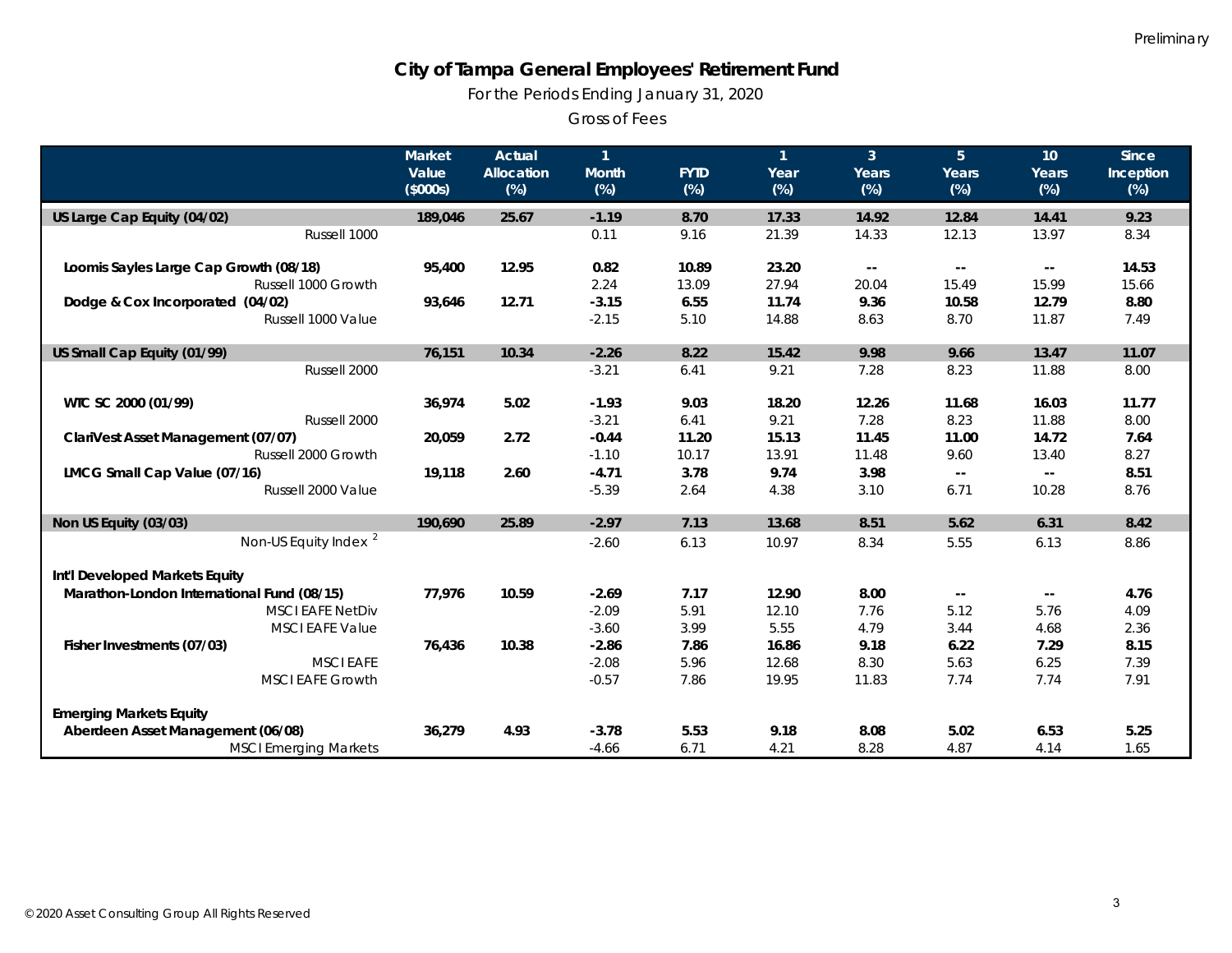Preliminary

# City of Tampa General Employees' Retirement Fund

For the Periods Ending January 31, 2020

Gross of Fees

| | Market Value ($000s) | Actual Allocation (%) | 1 Month (%) | FYTD (%) | 1 Year (%) | 3 Years (%) | 5 Years (%) | 10 Years (%) | Since Inception (%) |
|---|---|---|---|---|---|---|---|---|---|
| **US Large Cap Equity (04/02)** | **189,046** | **25.67** | **-1.19** | **8.70** | **17.33** | **14.92** | **12.84** | **14.41** | **9.23** |
| Russell 1000 | | | 0.11 | 9.16 | 21.39 | 14.33 | 12.13 | 13.97 | 8.34 |
| **Loomis Sayles Large Cap Growth (08/18)** | **95,400** | **12.95** | **0.82** | **10.89** | **23.20** | **--** | **--** | **--** | **14.53** |
| Russell 1000 Growth | | | 2.24 | 13.09 | 27.94 | 20.04 | 15.49 | 15.99 | 15.66 |
| **Dodge & Cox Incorporated (04/02)** | **93,646** | **12.71** | **-3.15** | **6.55** | **11.74** | **9.36** | **10.58** | **12.79** | **8.80** |
| Russell 1000 Value | | | -2.15 | 5.10 | 14.88 | 8.63 | 8.70 | 11.87 | 7.49 |
| **US Small Cap Equity (01/99)** | **76,151** | **10.34** | **-2.26** | **8.22** | **15.42** | **9.98** | **9.66** | **13.47** | **11.07** |
| Russell 2000 | | | -3.21 | 6.41 | 9.21 | 7.28 | 8.23 | 11.88 | 8.00 |
| **WTC SC 2000 (01/99)** | **36,974** | **5.02** | **-1.93** | **9.03** | **18.20** | **12.26** | **11.68** | **16.03** | **11.77** |
| Russell 2000 | | | -3.21 | 6.41 | 9.21 | 7.28 | 8.23 | 11.88 | 8.00 |
| **ClariVest Asset Management (07/07)** | **20,059** | **2.72** | **-0.44** | **11.20** | **15.13** | **11.45** | **11.00** | **14.72** | **7.64** |
| Russell 2000 Growth | | | -1.10 | 10.17 | 13.91 | 11.48 | 9.60 | 13.40 | 8.27 |
| **LMCG Small Cap Value (07/16)** | **19,118** | **2.60** | **-4.71** | **3.78** | **9.74** | **3.98** | **--** | **--** | **8.51** |
| Russell 2000 Value | | | -5.39 | 2.64 | 4.38 | 3.10 | 6.71 | 10.28 | 8.76 |
| **Non US Equity (03/03)** | **190,690** | **25.89** | **-2.97** | **7.13** | **13.68** | **8.51** | **5.62** | **6.31** | **8.42** |
| Non-US Equity Index [2] | | | -2.60 | 6.13 | 10.97 | 8.34 | 5.55 | 6.13 | 8.86 |
| **Int'l Developed Markets Equity** | | | | | | | | | |
| **Marathon-London International Fund (08/15)** | **77,976** | **10.59** | **-2.69** | **7.17** | **12.90** | **8.00** | **--** | **--** | **4.76** |
| MSCI EAFE NetDiv | | | -2.09 | 5.91 | 12.10 | 7.76 | 5.12 | 5.76 | 4.09 |
| MSCI EAFE Value | | | -3.60 | 3.99 | 5.55 | 4.79 | 3.44 | 4.68 | 2.36 |
| **Fisher Investments (07/03)** | **76,436** | **10.38** | **-2.86** | **7.86** | **16.86** | **9.18** | **6.22** | **7.29** | **8.15** |
| MSCI EAFE | | | -2.08 | 5.96 | 12.68 | 8.30 | 5.63 | 6.25 | 7.39 |
| MSCI EAFE Growth | | | -0.57 | 7.86 | 19.95 | 11.83 | 7.74 | 7.74 | 7.91 |
| **Emerging Markets Equity** | | | | | | | | | |
| **Aberdeen Asset Management (06/08)** | **36,279** | **4.93** | **-3.78** | **5.53** | **9.18** | **8.08** | **5.02** | **6.53** | **5.25** |
| MSCI Emerging Markets | | | -4.66 | 6.71 | 4.21 | 8.28 | 4.87 | 4.14 | 1.65 |

© 2020 Asset Consulting Group All Rights Reserved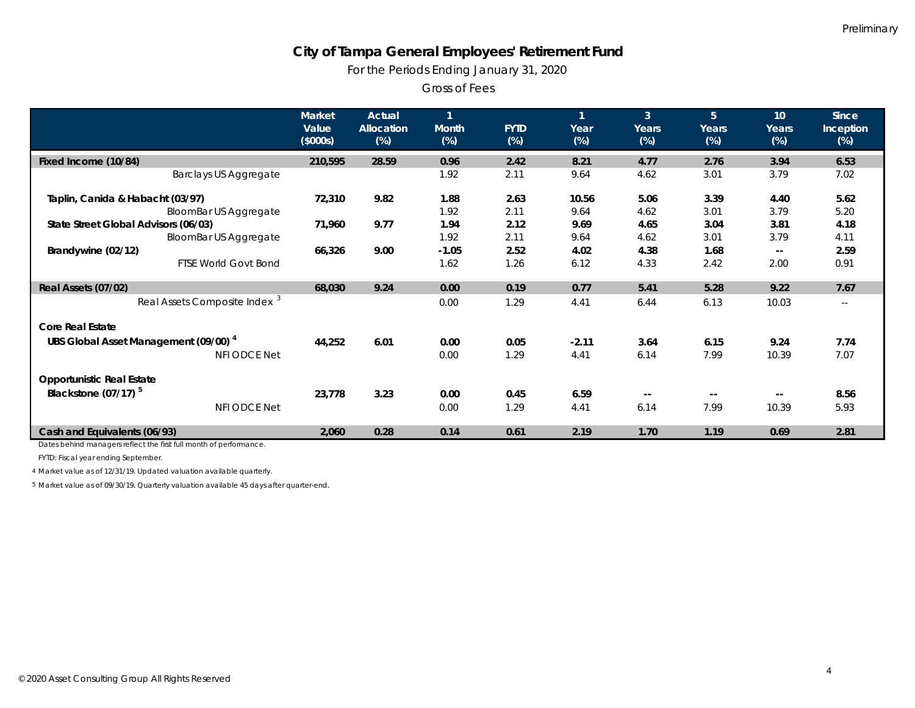Preliminary

# City of Tampa General Employees' Retirement Fund

For the Periods Ending January 31, 2020

Gross of Fees

| | Market Value ($000s) | Actual Allocation (%) | 1 Month (%) | FYTD (%) | 1 Year (%) | 3 Years (%) | 5 Years (%) | 10 Years (%) | Since Inception (%) |
|---|---|---|---|---|---|---|---|---|---|
| **Fixed Income (10/84)** | **210,595** | **28.59** | **0.96** | **2.42** | **8.21** | **4.77** | **2.76** | **3.94** | **6.53** |
| Barclays US Aggregate | | | 1.92 | 2.11 | 9.64 | 4.62 | 3.01 | 3.79 | 7.02 |
| **Taplin, Canida & Habacht (03/97)** | **72,310** | **9.82** | **1.88** | **2.63** | **10.56** | **5.06** | **3.39** | **4.40** | **5.62** |
| BloomBar US Aggregate | | | 1.92 | 2.11 | 9.64 | 4.62 | 3.01 | 3.79 | 5.20 |
| **State Street Global Advisors (06/03)** | **71,960** | **9.77** | **1.94** | **2.12** | **9.69** | **4.65** | **3.04** | **3.81** | **4.18** |
| BloomBar US Aggregate | | | 1.92 | 2.11 | 9.64 | 4.62 | 3.01 | 3.79 | 4.11 |
| **Brandywine (02/12)** | **66,326** | **9.00** | **-1.05** | **2.52** | **4.02** | **4.38** | **1.68** | **--** | **2.59** |
| FTSE World Govt Bond | | | 1.62 | 1.26 | 6.12 | 4.33 | 2.42 | 2.00 | 0.91 |
| **Real Assets (07/02)** | **68,030** | **9.24** | **0.00** | **0.19** | **0.77** | **5.41** | **5.28** | **9.22** | **7.67** |
| Real Assets Composite Index [3] | | | 0.00 | 1.29 | 4.41 | 6.44 | 6.13 | 10.03 | -- |
| **Core Real Estate** | | | | | | | | | |
| **UBS Global Asset Management (09/00) [4]** | **44,252** | **6.01** | **0.00** | **0.05** | **-2.11** | **3.64** | **6.15** | **9.24** | **7.74** |
| NFI ODCE Net | | | 0.00 | 1.29 | 4.41 | 6.14 | 7.99 | 10.39 | 7.07 |
| **Opportunistic Real Estate** | | | | | | | | | |
| **Blackstone (07/17) [5]** | **23,778** | **3.23** | **0.00** | **0.45** | **6.59** | **--** | **--** | **--** | **8.56** |
| NFI ODCE Net | | | 0.00 | 1.29 | 4.41 | 6.14 | 7.99 | 10.39 | 5.93 |
| **Cash and Equivalents (06/93)** | **2,060** | **0.28** | **0.14** | **0.61** | **2.19** | **1.70** | **1.19** | **0.69** | **2.81** |

*Dates behind managers reflect the first full month of performance.*

*FYTD: Fiscal year ending September.*

4 Market value as of 12/31/19. Updated valuation available quarterly.

5 Market value as of 09/30/19. Quarterly valuation available 45 days after quarter-end.

© 2020 Asset Consulting Group All Rights Reserved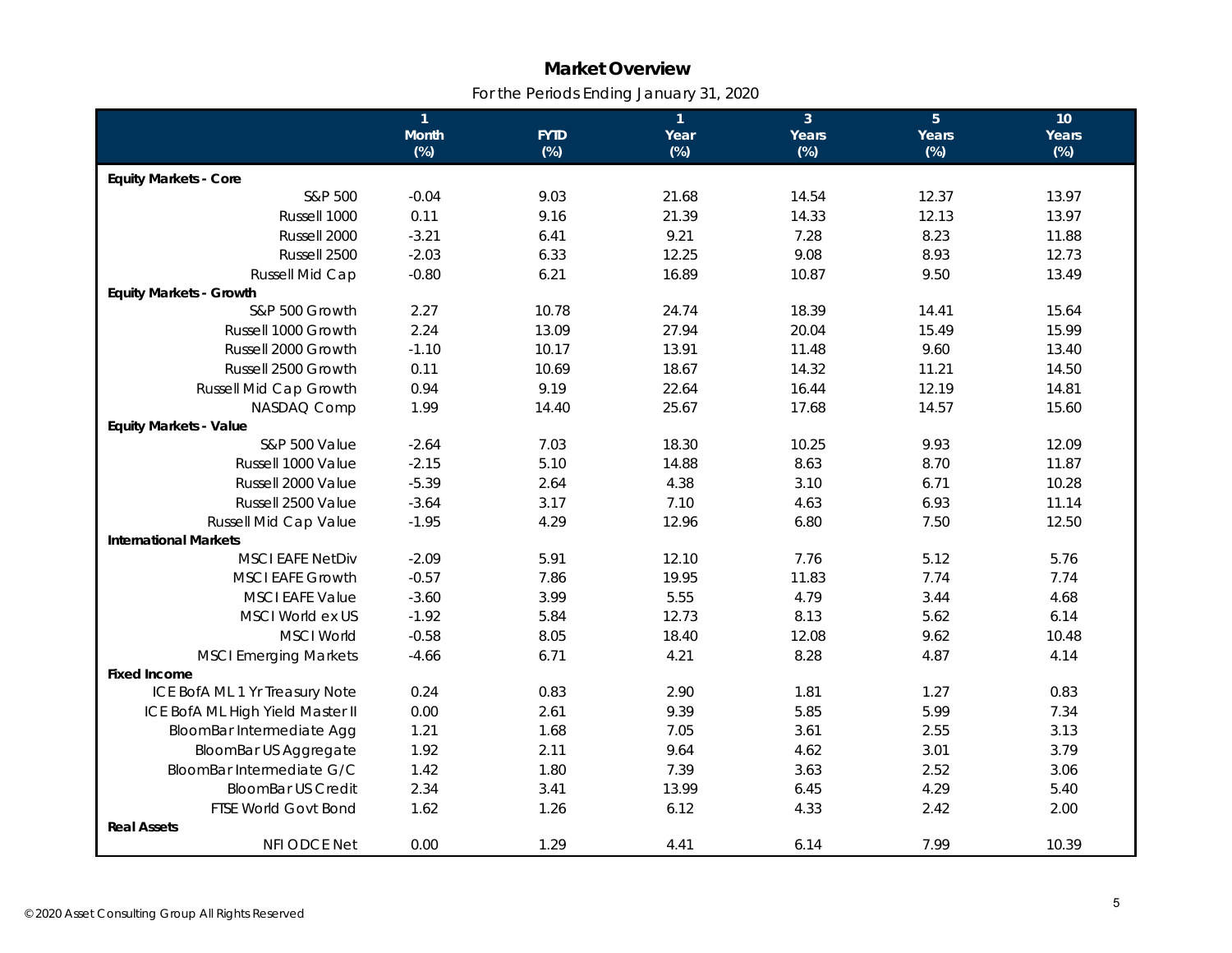# Market Overview

For the Periods Ending January 31, 2020

| | 1 Month (%) | FYTD (%) | 1 Year (%) | 3 Years (%) | 5 Years (%) | 10 Years (%) |
|---|---|---|---|---|---|---|
| **Equity Markets - Core** | | | | | | |
| S&P 500 | -0.04 | 9.03 | 21.68 | 14.54 | 12.37 | 13.97 |
| Russell 1000 | 0.11 | 9.16 | 21.39 | 14.33 | 12.13 | 13.97 |
| Russell 2000 | -3.21 | 6.41 | 9.21 | 7.28 | 8.23 | 11.88 |
| Russell 2500 | -2.03 | 6.33 | 12.25 | 9.08 | 8.93 | 12.73 |
| Russell Mid Cap | -0.80 | 6.21 | 16.89 | 10.87 | 9.50 | 13.49 |
| **Equity Markets - Growth** | | | | | | |
| S&P 500 Growth | 2.27 | 10.78 | 24.74 | 18.39 | 14.41 | 15.64 |
| Russell 1000 Growth | 2.24 | 13.09 | 27.94 | 20.04 | 15.49 | 15.99 |
| Russell 2000 Growth | -1.10 | 10.17 | 13.91 | 11.48 | 9.60 | 13.40 |
| Russell 2500 Growth | 0.11 | 10.69 | 18.67 | 14.32 | 11.21 | 14.50 |
| Russell Mid Cap Growth | 0.94 | 9.19 | 22.64 | 16.44 | 12.19 | 14.81 |
| NASDAQ Comp | 1.99 | 14.40 | 25.67 | 17.68 | 14.57 | 15.60 |
| **Equity Markets - Value** | | | | | | |
| S&P 500 Value | -2.64 | 7.03 | 18.30 | 10.25 | 9.93 | 12.09 |
| Russell 1000 Value | -2.15 | 5.10 | 14.88 | 8.63 | 8.70 | 11.87 |
| Russell 2000 Value | -5.39 | 2.64 | 4.38 | 3.10 | 6.71 | 10.28 |
| Russell 2500 Value | -3.64 | 3.17 | 7.10 | 4.63 | 6.93 | 11.14 |
| Russell Mid Cap Value | -1.95 | 4.29 | 12.96 | 6.80 | 7.50 | 12.50 |
| **International Markets** | | | | | | |
| MSCI EAFE NetDiv | -2.09 | 5.91 | 12.10 | 7.76 | 5.12 | 5.76 |
| MSCI EAFE Growth | -0.57 | 7.86 | 19.95 | 11.83 | 7.74 | 7.74 |
| MSCI EAFE Value | -3.60 | 3.99 | 5.55 | 4.79 | 3.44 | 4.68 |
| MSCI World ex US | -1.92 | 5.84 | 12.73 | 8.13 | 5.62 | 6.14 |
| MSCI World | -0.58 | 8.05 | 18.40 | 12.08 | 9.62 | 10.48 |
| MSCI Emerging Markets | -4.66 | 6.71 | 4.21 | 8.28 | 4.87 | 4.14 |
| **Fixed Income** | | | | | | |
| ICE BofA ML 1 Yr Treasury Note | 0.24 | 0.83 | 2.90 | 1.81 | 1.27 | 0.83 |
| ICE BofA ML High Yield Master II | 0.00 | 2.61 | 9.39 | 5.85 | 5.99 | 7.34 |
| BloomBar Intermediate Agg | 1.21 | 1.68 | 7.05 | 3.61 | 2.55 | 3.13 |
| BloomBar US Aggregate | 1.92 | 2.11 | 9.64 | 4.62 | 3.01 | 3.79 |
| BloomBar Intermediate G/C | 1.42 | 1.80 | 7.39 | 3.63 | 2.52 | 3.06 |
| BloomBar US Credit | 2.34 | 3.41 | 13.99 | 6.45 | 4.29 | 5.40 |
| FTSE World Govt Bond | 1.62 | 1.26 | 6.12 | 4.33 | 2.42 | 2.00 |
| **Real Assets** | | | | | | |
| NFI ODCE Net | 0.00 | 1.29 | 4.41 | 6.14 | 7.99 | 10.39 |

© 2020 Asset Consulting Group All Rights Reserved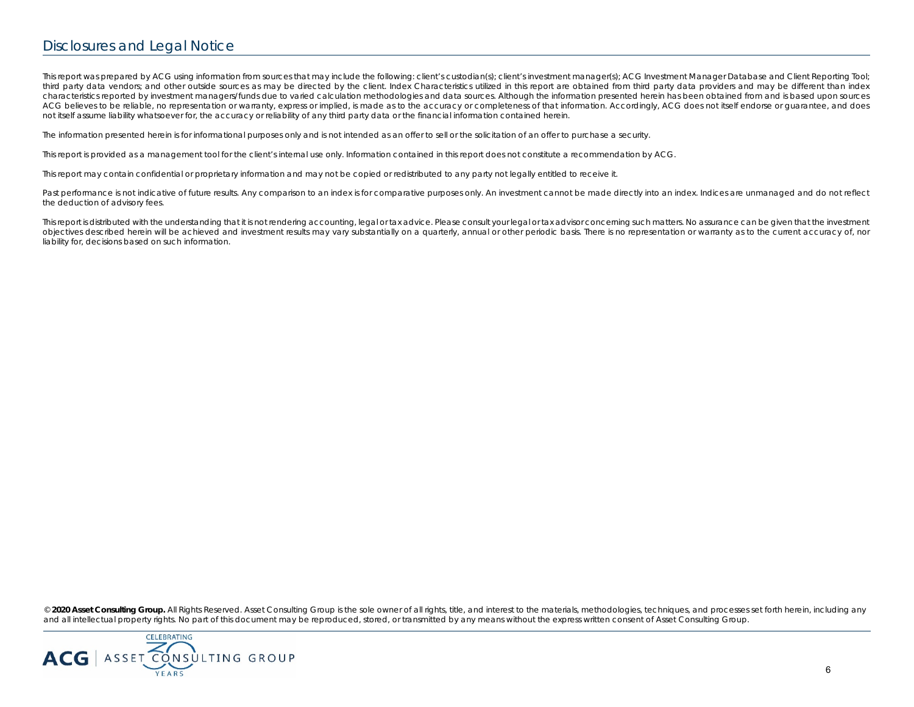# Disclosures and Legal Notice

This report was prepared by ACG using information from sources that may include the following: client's custodian(s); client's investment manager(s); ACG Investment Manager Database and Client Reporting Tool; third party data vendors; and other outside sources as may be directed by the client. Index Characteristics utilized in this report are obtained from third party data providers and may be different than index characteristics reported by investment managers/funds due to varied calculation methodologies and data sources. Although the information presented herein has been obtained from and is based upon sources ACG believes to be reliable, no representation or warranty, express or implied, is made as to the accuracy or completeness of that information. Accordingly, ACG does not itself endorse or guarantee, and does not itself assume liability whatsoever for, the accuracy or reliability of any third party data or the financial information contained herein.

The information presented herein is for informational purposes only and is not intended as an offer to sell or the solicitation of an offer to purchase a security.

This report is provided as a management tool for the client's internal use only. Information contained in this report does not constitute a recommendation by ACG.

This report may contain confidential or proprietary information and may not be copied or redistributed to any party not legally entitled to receive it.

Past performance is not indicative of future results. Any comparison to an index is for comparative purposes only. An investment cannot be made directly into an index. Indices are unmanaged and do not reflect the deduction of advisory fees.

This report is distributed with the understanding that it is not rendering accounting, legal or tax advice. Please consult your legal or tax advisor concerning such matters. No assurance can be given that the investment objectives described herein will be achieved and investment results may vary substantially on a quarterly, annual or other periodic basis. There is no representation or warranty as to the current accuracy of, nor liability for, decisions based on such information.

© **2020 Asset Consulting Group.** All Rights Reserved. Asset Consulting Group is the sole owner of all rights, title, and interest to the materials, methodologies, techniques, and processes set forth herein, including any and all intellectual property rights. No part of this document may be reproduced, stored, or transmitted by any means without the express written consent of Asset Consulting Group.

ACG | ASSET CONSULTING GROUP — CELEBRATING 30 YEARS